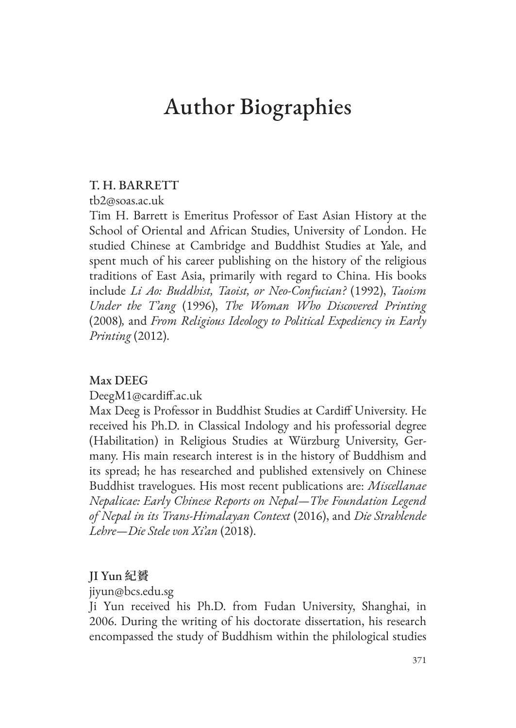# Author Biographies

## T. H. BARRETT

tb2@soas.ac.uk

Tim H. Barrett is Emeritus Professor of East Asian History at the School of Oriental and African Studies, University of London. He studied Chinese at Cambridge and Buddhist Studies at Yale, and spent much of his career publishing on the history of the religious traditions of East Asia, primarily with regard to China. His books include *Li Ao: Buddhist, Taoist, or Neo-Confucian?* (1992), *Taoism Under the T'ang* (1996), *The Woman Who Discovered Printing* (2008), and *From Religious Ideology to Political Expediency in Early Printing* (2012).

## Max DEEG

DeegM1@cardiff.ac.uk

Max Deeg is Professor in Buddhist Studies at Cardiff University. He received his Ph.D. in Classical Indology and his professorial degree (Habilitation) in Religious Studies at Würzburg University, Germany. His main research interest is in the history of Buddhism and its spread; he has researched and published extensively on Chinese Buddhist travelogues. His most recent publications are: *Miscellanae Nepalicae: Early Chinese Reports on Nepal—The Foundation Legend of Nepal in its Trans-Himalayan Context* (2016), and *Die Strahlende Lehre—Die Stele von Xi'an* (2018).

## JI Yun 紀贇

jiyun@bcs.edu.sg

Ji Yun received his Ph.D. from Fudan University, Shanghai, in 2006. During the writing of his doctorate dissertation, his research encompassed the study of Buddhism within the philological studies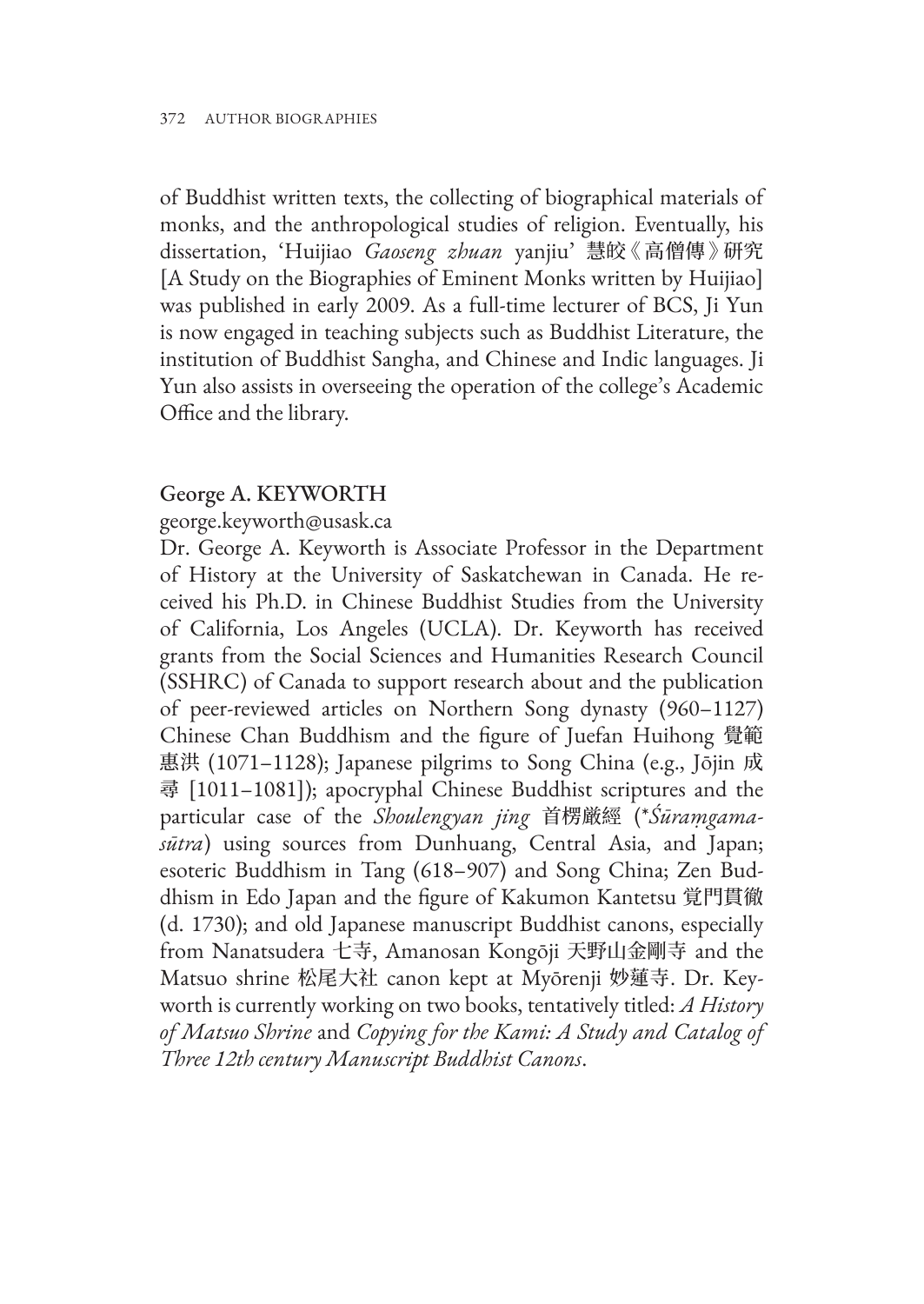of Buddhist written texts, the collecting of biographical materials of monks, and the anthropological studies of religion. Eventually, his dissertation, 'Huijiao *Gaoseng zhuan* yanjiu' 慧皎《高僧傳》研究 [A Study on the Biographies of Eminent Monks written by Huijiao] was published in early 2009. As a full-time lecturer of BCS, Ji Yun is now engaged in teaching subjects such as Buddhist Literature, the institution of Buddhist Sangha, and Chinese and Indic languages. Ji Yun also assists in overseeing the operation of the college's Academic Office and the library.

## George A. KEYWORTH

george.keyworth@usask.ca

Dr. George A. Keyworth is Associate Professor in the Department of History at the University of Saskatchewan in Canada. He received his Ph.D. in Chinese Buddhist Studies from the University of California, Los Angeles (UCLA). Dr. Keyworth has received grants from the Social Sciences and Humanities Research Council (SSHRC) of Canada to support research about and the publication of peer-reviewed articles on Northern Song dynasty (960–1127) Chinese Chan Buddhism and the figure of Juefan Huihong 覺範惠洪 (1071–1128); Japanese pilgrims to Song China (e.g., Jōjin 成尋 [1011–1081]); apocryphal Chinese Buddhist scriptures and the particular case of the *Shoulengyan jing* 首楞厳經 (\**Śūraṃgama-sūtra*) using sources from Dunhuang, Central Asia, and Japan; esoteric Buddhism in Tang (618–907) and Song China; Zen Buddhism in Edo Japan and the figure of Kakumon Kantetsu 覚門貫徹 (d. 1730); and old Japanese manuscript Buddhist canons, especially from Nanatsudera 七寺, Amanosan Kongōji 天野山金剛寺 and the Matsuo shrine 松尾大社 canon kept at Myōrenji 妙蓮寺. Dr. Keyworth is currently working on two books, tentatively titled: *A History of Matsuo Shrine* and *Copying for the Kami: A Study and Catalog of Three 12th century Manuscript Buddhist Canons*.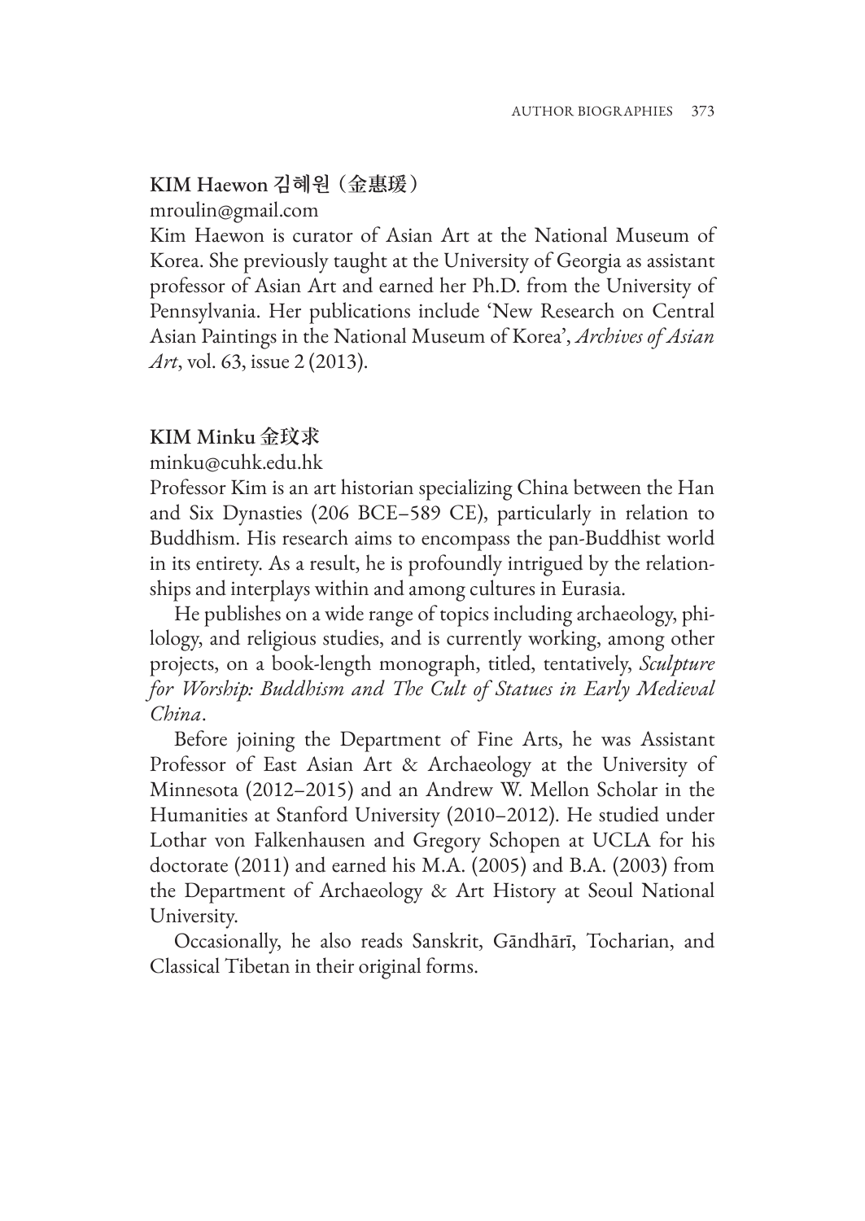**KIM Haewon 김혜원（金惠瑗）**

mroulin@gmail.com

Kim Haewon is curator of Asian Art at the National Museum of Korea. She previously taught at the University of Georgia as assistant professor of Asian Art and earned her Ph.D. from the University of Pennsylvania. Her publications include 'New Research on Central Asian Paintings in the National Museum of Korea', *Archives of Asian Art*, vol. 63, issue 2 (2013).

**KIM Minku 金玟求**

minku@cuhk.edu.hk

Professor Kim is an art historian specializing China between the Han and Six Dynasties (206 BCE–589 CE), particularly in relation to Buddhism. His research aims to encompass the pan-Buddhist world in its entirety. As a result, he is profoundly intrigued by the relationships and interplays within and among cultures in Eurasia.

He publishes on a wide range of topics including archaeology, philology, and religious studies, and is currently working, among other projects, on a book-length monograph, titled, tentatively, *Sculpture for Worship: Buddhism and The Cult of Statues in Early Medieval China*.

Before joining the Department of Fine Arts, he was Assistant Professor of East Asian Art & Archaeology at the University of Minnesota (2012–2015) and an Andrew W. Mellon Scholar in the Humanities at Stanford University (2010–2012). He studied under Lothar von Falkenhausen and Gregory Schopen at UCLA for his doctorate (2011) and earned his M.A. (2005) and B.A. (2003) from the Department of Archaeology & Art History at Seoul National University.

Occasionally, he also reads Sanskrit, Gāndhārī, Tocharian, and Classical Tibetan in their original forms.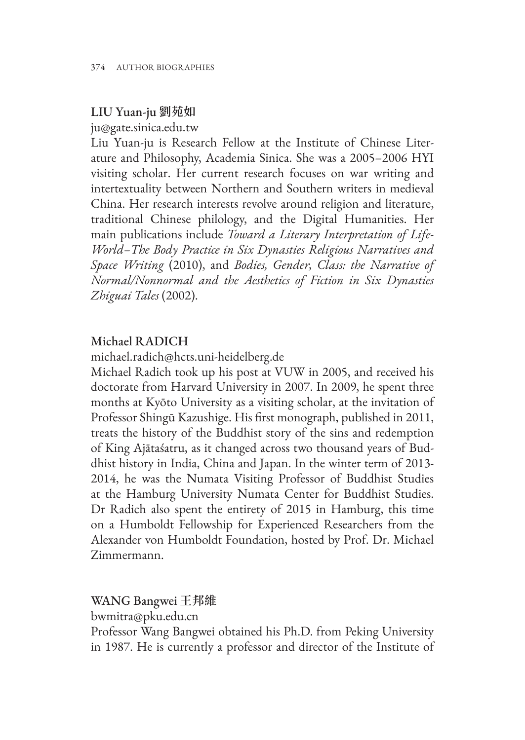### LIU Yuan-ju 劉苑如

ju@gate.sinica.edu.tw

Liu Yuan-ju is Research Fellow at the Institute of Chinese Literature and Philosophy, Academia Sinica. She was a 2005–2006 HYI visiting scholar. Her current research focuses on war writing and intertextuality between Northern and Southern writers in medieval China. Her research interests revolve around religion and literature, traditional Chinese philology, and the Digital Humanities. Her main publications include *Toward a Literary Interpretation of Life-World–The Body Practice in Six Dynasties Religious Narratives and Space Writing* (2010), and *Bodies, Gender, Class: the Narrative of Normal/Nonnormal and the Aesthetics of Fiction in Six Dynasties Zhiguai Tales* (2002).

### Michael RADICH

michael.radich@hcts.uni-heidelberg.de

Michael Radich took up his post at VUW in 2005, and received his doctorate from Harvard University in 2007. In 2009, he spent three months at Kyōto University as a visiting scholar, at the invitation of Professor Shingū Kazushige. His first monograph, published in 2011, treats the history of the Buddhist story of the sins and redemption of King Ajātaśatru, as it changed across two thousand years of Buddhist history in India, China and Japan. In the winter term of 2013-2014, he was the Numata Visiting Professor of Buddhist Studies at the Hamburg University Numata Center for Buddhist Studies. Dr Radich also spent the entirety of 2015 in Hamburg, this time on a Humboldt Fellowship for Experienced Researchers from the Alexander von Humboldt Foundation, hosted by Prof. Dr. Michael Zimmermann.

### WANG Bangwei 王邦維

bwmitra@pku.edu.cn

Professor Wang Bangwei obtained his Ph.D. from Peking University in 1987. He is currently a professor and director of the Institute of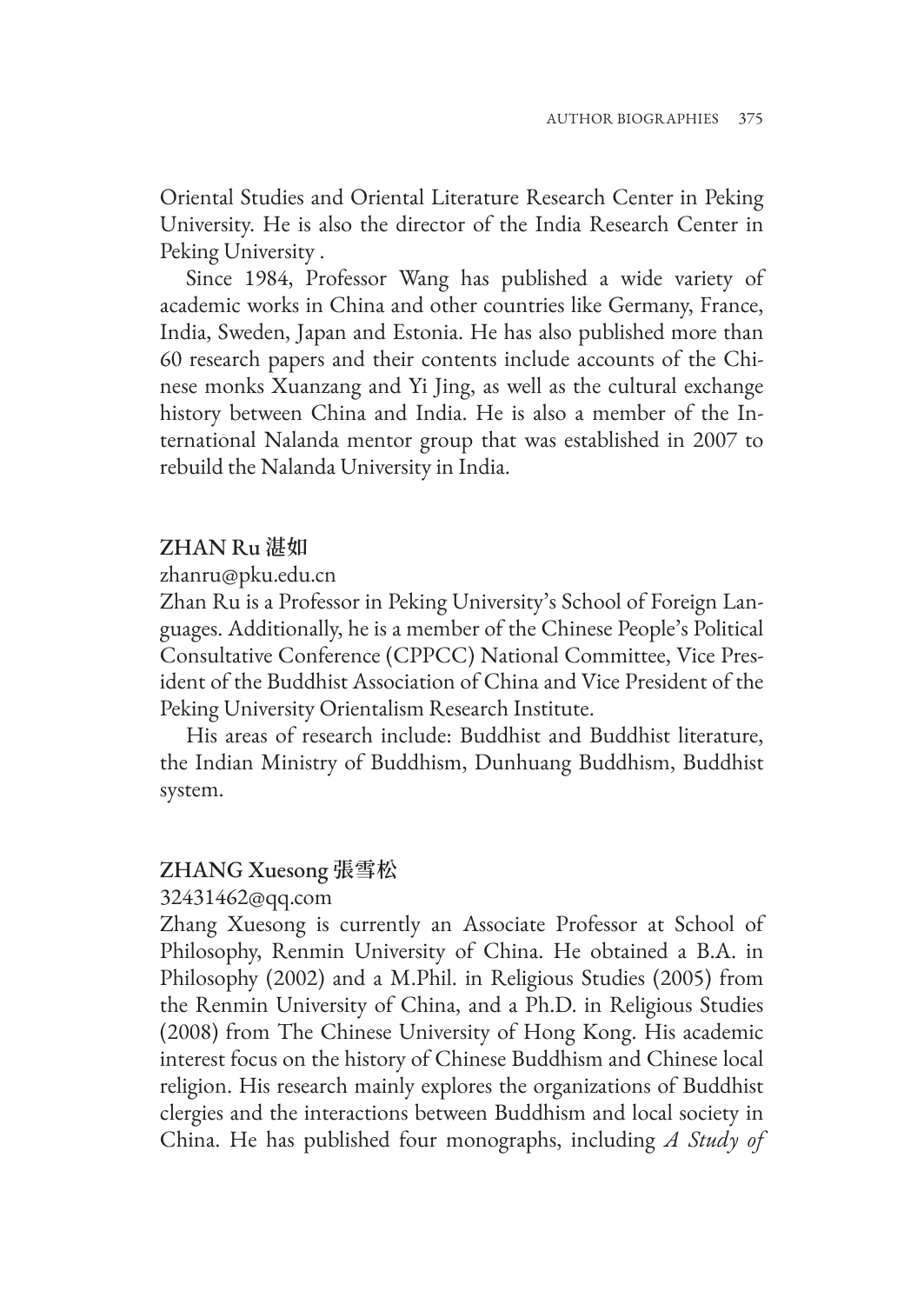Oriental Studies and Oriental Literature Research Center in Peking University. He is also the director of the India Research Center in Peking University .

Since 1984, Professor Wang has published a wide variety of academic works in China and other countries like Germany, France, India, Sweden, Japan and Estonia. He has also published more than 60 research papers and their contents include accounts of the Chinese monks Xuanzang and Yi Jing, as well as the cultural exchange history between China and India. He is also a member of the International Nalanda mentor group that was established in 2007 to rebuild the Nalanda University in India.

## ZHAN Ru 湛如

zhanru@pku.edu.cn

Zhan Ru is a Professor in Peking University's School of Foreign Languages. Additionally, he is a member of the Chinese People's Political Consultative Conference (CPPCC) National Committee, Vice President of the Buddhist Association of China and Vice President of the Peking University Orientalism Research Institute.

His areas of research include: Buddhist and Buddhist literature, the Indian Ministry of Buddhism, Dunhuang Buddhism, Buddhist system.

## ZHANG Xuesong 張雪松

32431462@qq.com

Zhang Xuesong is currently an Associate Professor at School of Philosophy, Renmin University of China. He obtained a B.A. in Philosophy (2002) and a M.Phil. in Religious Studies (2005) from the Renmin University of China, and a Ph.D. in Religious Studies (2008) from The Chinese University of Hong Kong. His academic interest focus on the history of Chinese Buddhism and Chinese local religion. His research mainly explores the organizations of Buddhist clergies and the interactions between Buddhism and local society in China. He has published four monographs, including *A Study of*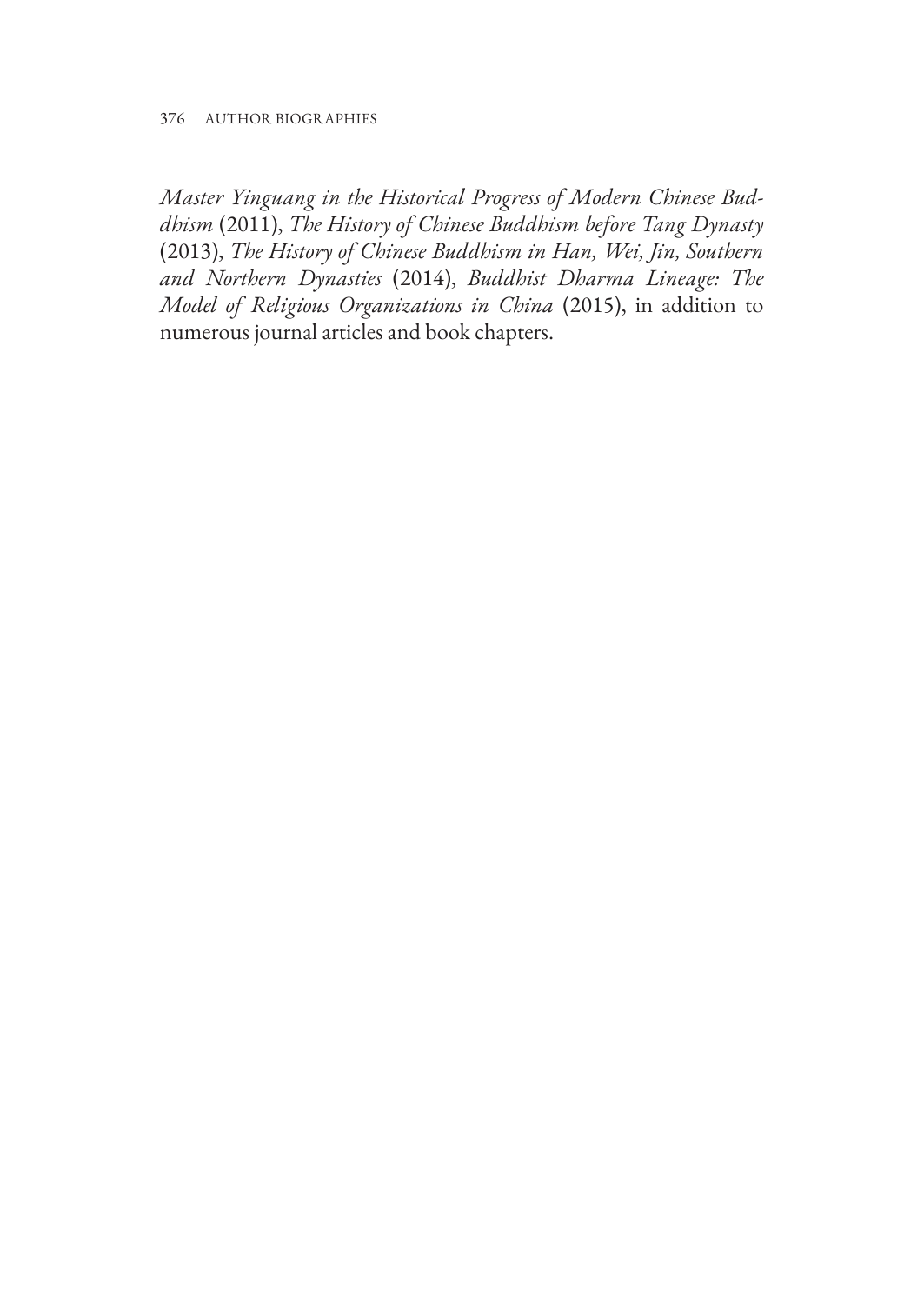*Master Yinguang in the Historical Progress of Modern Chinese Buddhism* (2011), *The History of Chinese Buddhism before Tang Dynasty* (2013), *The History of Chinese Buddhism in Han, Wei, Jin, Southern and Northern Dynasties* (2014), *Buddhist Dharma Lineage: The Model of Religious Organizations in China* (2015), in addition to numerous journal articles and book chapters.